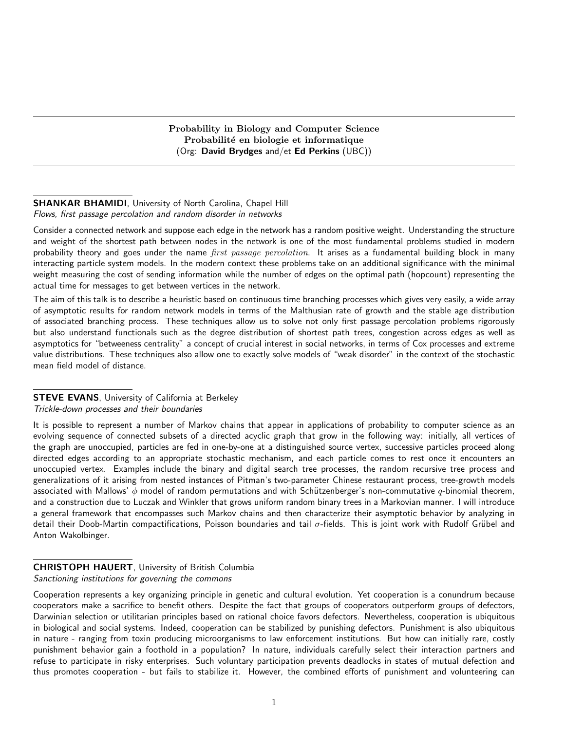## Probability in Biology and Computer Science
## Probabilité en biologie et informatique
(Org: **David Brydges** and/et **Ed Perkins** (UBC))

**SHANKAR BHAMIDI**, University of North Carolina, Chapel Hill
*Flows, first passage percolation and random disorder in networks*

Consider a connected network and suppose each edge in the network has a random positive weight. Understanding the structure and weight of the shortest path between nodes in the network is one of the most fundamental problems studied in modern probability theory and goes under the name *first passage percolation*. It arises as a fundamental building block in many interacting particle system models. In the modern context these problems take on an additional significance with the minimal weight measuring the cost of sending information while the number of edges on the optimal path (hopcount) representing the actual time for messages to get between vertices in the network.

The aim of this talk is to describe a heuristic based on continuous time branching processes which gives very easily, a wide array of asymptotic results for random network models in terms of the Malthusian rate of growth and the stable age distribution of associated branching process. These techniques allow us to solve not only first passage percolation problems rigorously but also understand functionals such as the degree distribution of shortest path trees, congestion across edges as well as asymptotics for "betweeness centrality" a concept of crucial interest in social networks, in terms of Cox processes and extreme value distributions. These techniques also allow one to exactly solve models of "weak disorder" in the context of the stochastic mean field model of distance.

**STEVE EVANS**, University of California at Berkeley
*Trickle-down processes and their boundaries*

It is possible to represent a number of Markov chains that appear in applications of probability to computer science as an evolving sequence of connected subsets of a directed acyclic graph that grow in the following way: initially, all vertices of the graph are unoccupied, particles are fed in one-by-one at a distinguished source vertex, successive particles proceed along directed edges according to an appropriate stochastic mechanism, and each particle comes to rest once it encounters an unoccupied vertex. Examples include the binary and digital search tree processes, the random recursive tree process and generalizations of it arising from nested instances of Pitman's two-parameter Chinese restaurant process, tree-growth models associated with Mallows' $\phi$ model of random permutations and with Schützenberger's non-commutative $q$-binomial theorem, and a construction due to Luczak and Winkler that grows uniform random binary trees in a Markovian manner. I will introduce a general framework that encompasses such Markov chains and then characterize their asymptotic behavior by analyzing in detail their Doob-Martin compactifications, Poisson boundaries and tail $\sigma$-fields. This is joint work with Rudolf Grübel and Anton Wakolbinger.

**CHRISTOPH HAUERT**, University of British Columbia
*Sanctioning institutions for governing the commons*

Cooperation represents a key organizing principle in genetic and cultural evolution. Yet cooperation is a conundrum because cooperators make a sacrifice to benefit others. Despite the fact that groups of cooperators outperform groups of defectors, Darwinian selection or utilitarian principles based on rational choice favors defectors. Nevertheless, cooperation is ubiquitous in biological and social systems. Indeed, cooperation can be stabilized by punishing defectors. Punishment is also ubiquitous in nature - ranging from toxin producing microorganisms to law enforcement institutions. But how can initially rare, costly punishment behavior gain a foothold in a population? In nature, individuals carefully select their interaction partners and refuse to participate in risky enterprises. Such voluntary participation prevents deadlocks in states of mutual defection and thus promotes cooperation - but fails to stabilize it. However, the combined efforts of punishment and volunteering can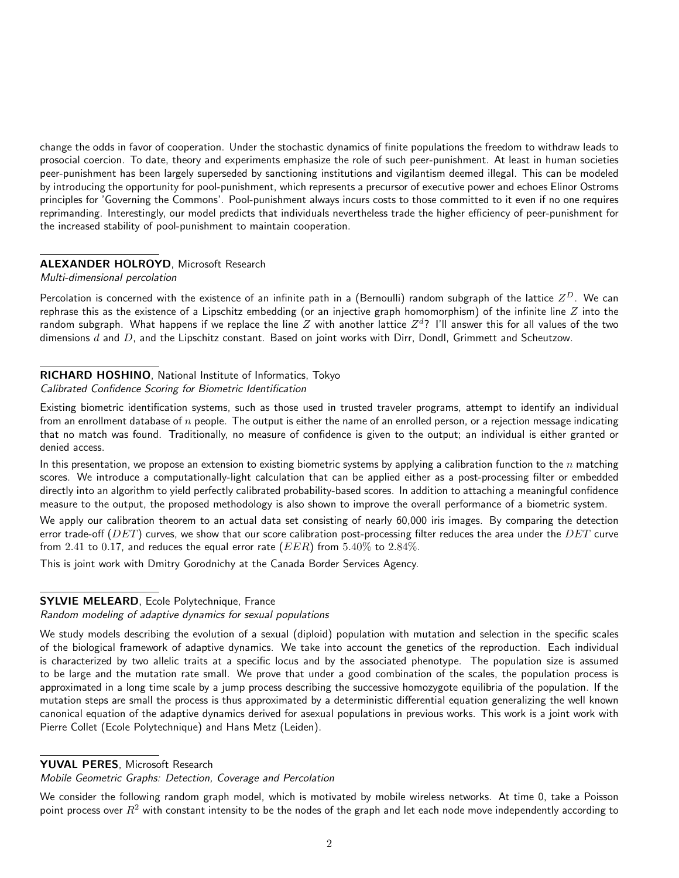change the odds in favor of cooperation. Under the stochastic dynamics of finite populations the freedom to withdraw leads to prosocial coercion. To date, theory and experiments emphasize the role of such peer-punishment. At least in human societies peer-punishment has been largely superseded by sanctioning institutions and vigilantism deemed illegal. This can be modeled by introducing the opportunity for pool-punishment, which represents a precursor of executive power and echoes Elinor Ostroms principles for 'Governing the Commons'. Pool-punishment always incurs costs to those committed to it even if no one requires reprimanding. Interestingly, our model predicts that individuals nevertheless trade the higher efficiency of peer-punishment for the increased stability of pool-punishment to maintain cooperation.

---

**ALEXANDER HOLROYD**, Microsoft Research
*Multi-dimensional percolation*

Percolation is concerned with the existence of an infinite path in a (Bernoulli) random subgraph of the lattice $Z^D$. We can rephrase this as the existence of a Lipschitz embedding (or an injective graph homomorphism) of the infinite line $Z$ into the random subgraph. What happens if we replace the line $Z$ with another lattice $Z^d$? I'll answer this for all values of the two dimensions $d$ and $D$, and the Lipschitz constant. Based on joint works with Dirr, Dondl, Grimmett and Scheutzow.

---

**RICHARD HOSHINO**, National Institute of Informatics, Tokyo
*Calibrated Confidence Scoring for Biometric Identification*

Existing biometric identification systems, such as those used in trusted traveler programs, attempt to identify an individual from an enrollment database of $n$ people. The output is either the name of an enrolled person, or a rejection message indicating that no match was found. Traditionally, no measure of confidence is given to the output; an individual is either granted or denied access.

In this presentation, we propose an extension to existing biometric systems by applying a calibration function to the $n$ matching scores. We introduce a computationally-light calculation that can be applied either as a post-processing filter or embedded directly into an algorithm to yield perfectly calibrated probability-based scores. In addition to attaching a meaningful confidence measure to the output, the proposed methodology is also shown to improve the overall performance of a biometric system.

We apply our calibration theorem to an actual data set consisting of nearly 60,000 iris images. By comparing the detection error trade-off ($DET$) curves, we show that our score calibration post-processing filter reduces the area under the $DET$ curve from $2.41$ to $0.17$, and reduces the equal error rate ($EER$) from $5.40\%$ to $2.84\%$.

This is joint work with Dmitry Gorodnichy at the Canada Border Services Agency.

---

**SYLVIE MELEARD**, Ecole Polytechnique, France
*Random modeling of adaptive dynamics for sexual populations*

We study models describing the evolution of a sexual (diploid) population with mutation and selection in the specific scales of the biological framework of adaptive dynamics. We take into account the genetics of the reproduction. Each individual is characterized by two allelic traits at a specific locus and by the associated phenotype. The population size is assumed to be large and the mutation rate small. We prove that under a good combination of the scales, the population process is approximated in a long time scale by a jump process describing the successive homozygote equilibria of the population. If the mutation steps are small the process is thus approximated by a deterministic differential equation generalizing the well known canonical equation of the adaptive dynamics derived for asexual populations in previous works. This work is a joint work with Pierre Collet (Ecole Polytechnique) and Hans Metz (Leiden).

---

**YUVAL PERES**, Microsoft Research
*Mobile Geometric Graphs: Detection, Coverage and Percolation*

We consider the following random graph model, which is motivated by mobile wireless networks. At time 0, take a Poisson point process over $R^2$ with constant intensity to be the nodes of the graph and let each node move independently according to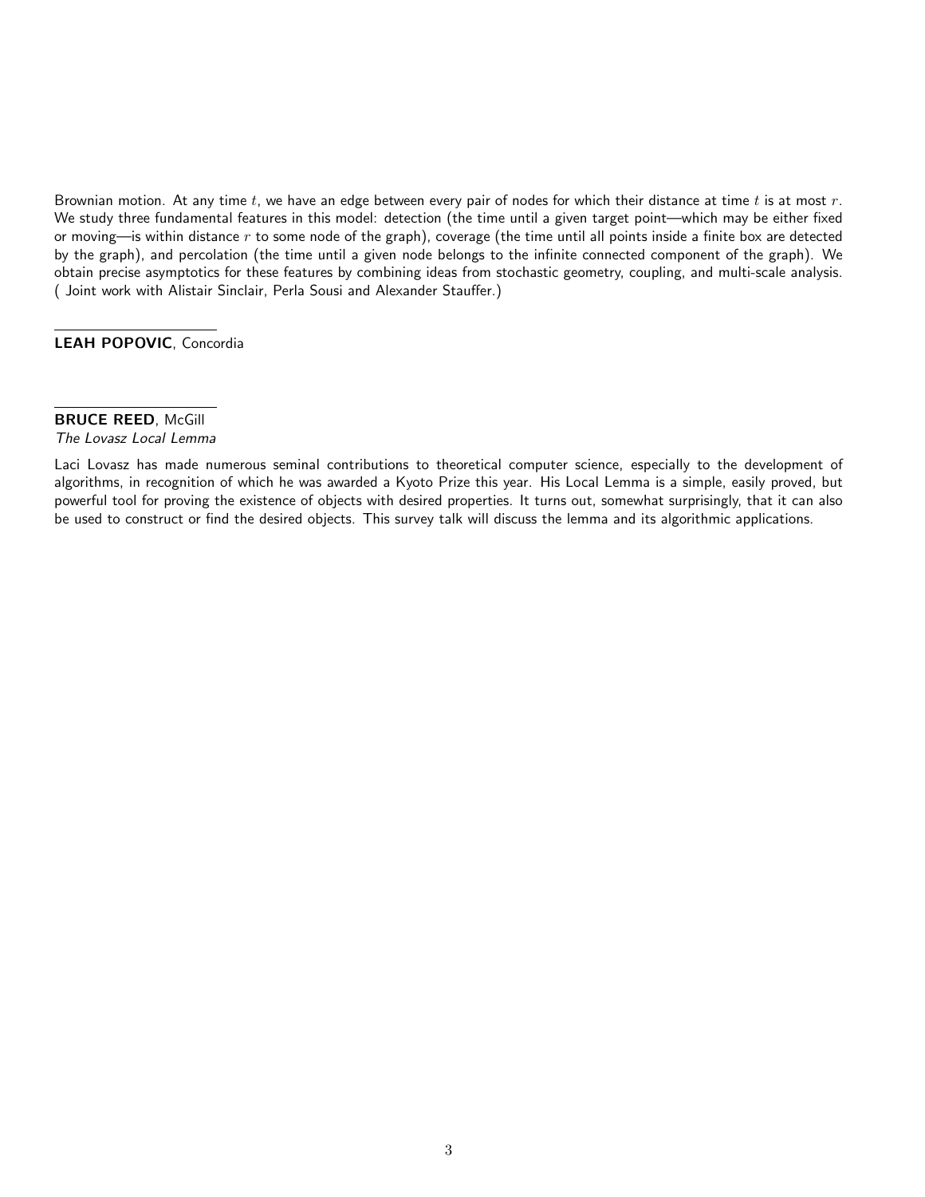Brownian motion. At any time $t$, we have an edge between every pair of nodes for which their distance at time $t$ is at most $r$. We study three fundamental features in this model: detection (the time until a given target point—which may be either fixed or moving—is within distance $r$ to some node of the graph), coverage (the time until all points inside a finite box are detected by the graph), and percolation (the time until a given node belongs to the infinite connected component of the graph). We obtain precise asymptotics for these features by combining ideas from stochastic geometry, coupling, and multi-scale analysis. ( Joint work with Alistair Sinclair, Perla Sousi and Alexander Stauffer.)

---

**LEAH POPOVIC**, Concordia

---

**BRUCE REED**, McGill
*The Lovasz Local Lemma*

Laci Lovasz has made numerous seminal contributions to theoretical computer science, especially to the development of algorithms, in recognition of which he was awarded a Kyoto Prize this year. His Local Lemma is a simple, easily proved, but powerful tool for proving the existence of objects with desired properties. It turns out, somewhat surprisingly, that it can also be used to construct or find the desired objects. This survey talk will discuss the lemma and its algorithmic applications.